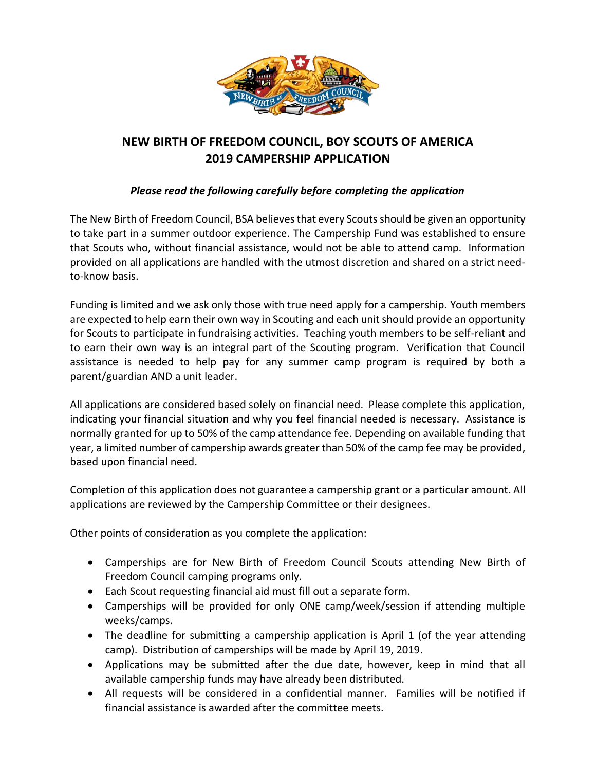# NEW BIRTH OF FREEDOM COUNCIL, BOY SCOUTS OF AMERICA
# 2019 CAMPERSHIP APPLICATION

***Please read the following carefully before completing the application***

The New Birth of Freedom Council, BSA believes that every Scouts should be given an opportunity to take part in a summer outdoor experience. The Campership Fund was established to ensure that Scouts who, without financial assistance, would not be able to attend camp. Information provided on all applications are handled with the utmost discretion and shared on a strict need-to-know basis.

Funding is limited and we ask only those with true need apply for a campership. Youth members are expected to help earn their own way in Scouting and each unit should provide an opportunity for Scouts to participate in fundraising activities. Teaching youth members to be self-reliant and to earn their own way is an integral part of the Scouting program. Verification that Council assistance is needed to help pay for any summer camp program is required by both a parent/guardian AND a unit leader.

All applications are considered based solely on financial need. Please complete this application, indicating your financial situation and why you feel financial needed is necessary. Assistance is normally granted for up to 50% of the camp attendance fee. Depending on available funding that year, a limited number of campership awards greater than 50% of the camp fee may be provided, based upon financial need.

Completion of this application does not guarantee a campership grant or a particular amount. All applications are reviewed by the Campership Committee or their designees.

Other points of consideration as you complete the application:

- Camperships are for New Birth of Freedom Council Scouts attending New Birth of Freedom Council camping programs only.
- Each Scout requesting financial aid must fill out a separate form.
- Camperships will be provided for only ONE camp/week/session if attending multiple weeks/camps.
- The deadline for submitting a campership application is April 1 (of the year attending camp). Distribution of camperships will be made by April 19, 2019.
- Applications may be submitted after the due date, however, keep in mind that all available campership funds may have already been distributed.
- All requests will be considered in a confidential manner. Families will be notified if financial assistance is awarded after the committee meets.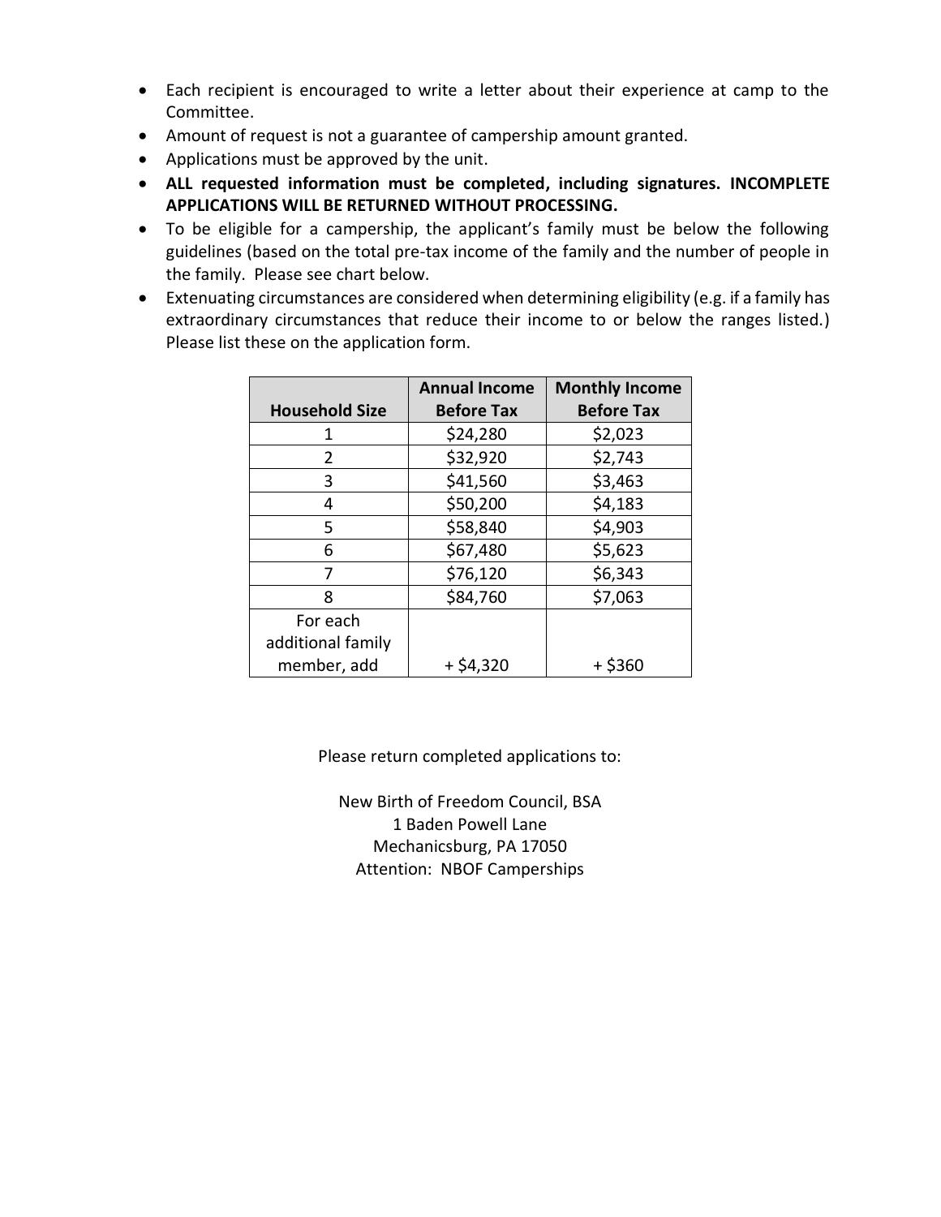- Each recipient is encouraged to write a letter about their experience at camp to the Committee.
- Amount of request is not a guarantee of campership amount granted.
- Applications must be approved by the unit.
- **ALL requested information must be completed, including signatures. INCOMPLETE APPLICATIONS WILL BE RETURNED WITHOUT PROCESSING.**
- To be eligible for a campership, the applicant's family must be below the following guidelines (based on the total pre-tax income of the family and the number of people in the family. Please see chart below.
- Extenuating circumstances are considered when determining eligibility (e.g. if a family has extraordinary circumstances that reduce their income to or below the ranges listed.) Please list these on the application form.

| Household Size | Annual Income Before Tax | Monthly Income Before Tax |
| --- | --- | --- |
| 1 | $24,280 | $2,023 |
| 2 | $32,920 | $2,743 |
| 3 | $41,560 | $3,463 |
| 4 | $50,200 | $4,183 |
| 5 | $58,840 | $4,903 |
| 6 | $67,480 | $5,623 |
| 7 | $76,120 | $6,343 |
| 8 | $84,760 | $7,063 |
| For each additional family member, add | + $4,320 | + $360 |

Please return completed applications to:

New Birth of Freedom Council, BSA
1 Baden Powell Lane
Mechanicsburg, PA 17050
Attention: NBOF Camperships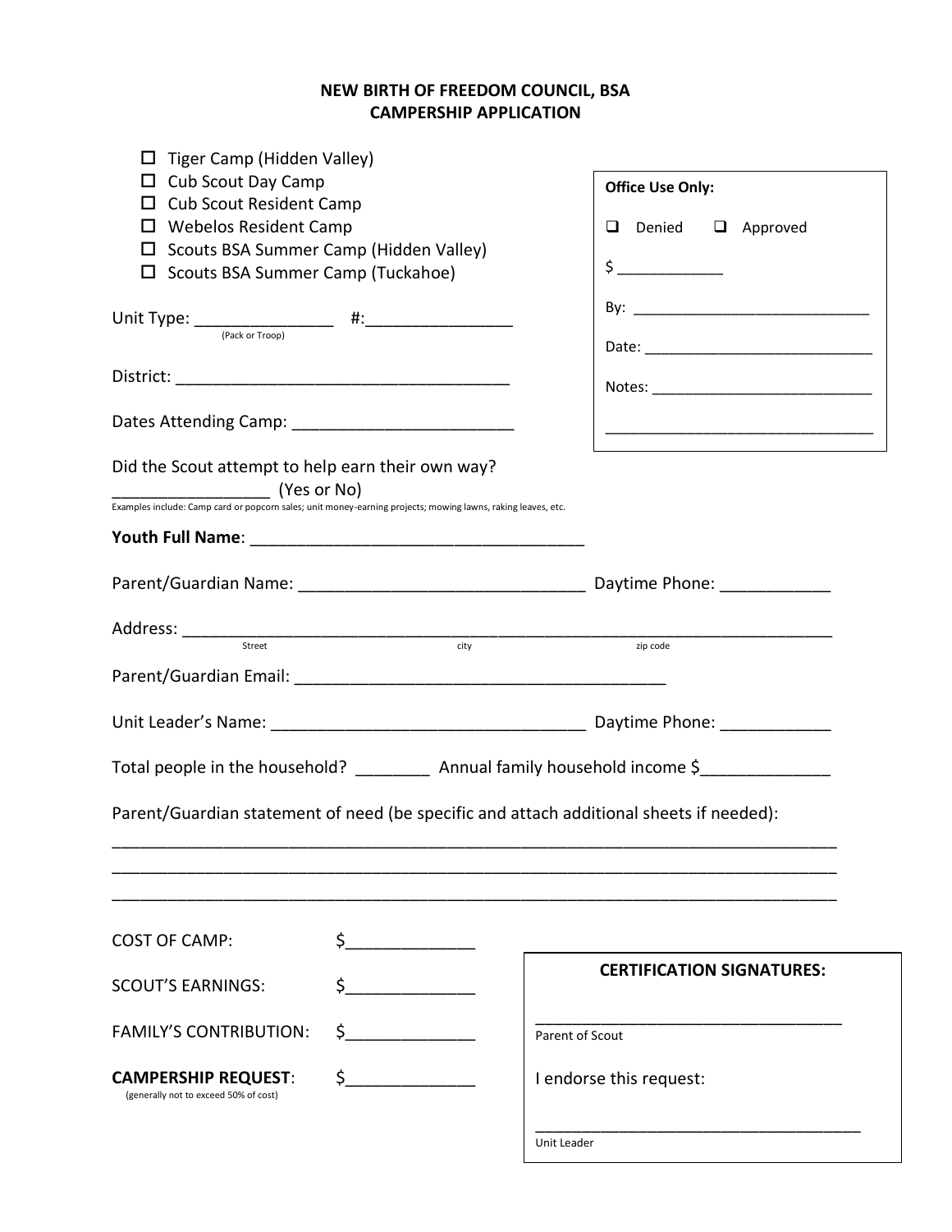# NEW BIRTH OF FREEDOM COUNCIL, BSA
# CAMPERSHIP APPLICATION

- ☐ Tiger Camp (Hidden Valley)
- ☐ Cub Scout Day Camp
- ☐ Cub Scout Resident Camp
- ☐ Webelos Resident Camp
- ☐ Scouts BSA Summer Camp (Hidden Valley)
- ☐ Scouts BSA Summer Camp (Tuckahoe)

**Office Use Only:**

☐ Denied ☐ Approved

$ ____________

By: ____________________________

Date: ___________________________

Notes: __________________________

________________________________

Unit Type: _______________ #:________________
(Pack or Troop)

District: _____________________________________

Dates Attending Camp: ________________________

Did the Scout attempt to help earn their own way?
________________ (Yes or No)
Examples include: Camp card or popcorn sales; unit money-earning projects; mowing lawns, raking leaves, etc.

**Youth Full Name**: ___________________________________

Parent/Guardian Name: ______________________________ Daytime Phone: ____________

Address: ________________________________________________________________________
Street city zip code

Parent/Guardian Email: _________________________________________

Unit Leader's Name: _________________________________ Daytime Phone: ____________

Total people in the household? ________ Annual family household income $______________

Parent/Guardian statement of need (be specific and attach additional sheets if needed):

_______________________________________________________________________________

_______________________________________________________________________________

_______________________________________________________________________________

COST OF CAMP: $_____________

SCOUT'S EARNINGS: $_____________

FAMILY'S CONTRIBUTION: $_____________

**CAMPERSHIP REQUEST**: $_____________
(generally not to exceed 50% of cost)

**CERTIFICATION SIGNATURES:**

__________________________________
Parent of Scout

I endorse this request:

__________________________________
Unit Leader